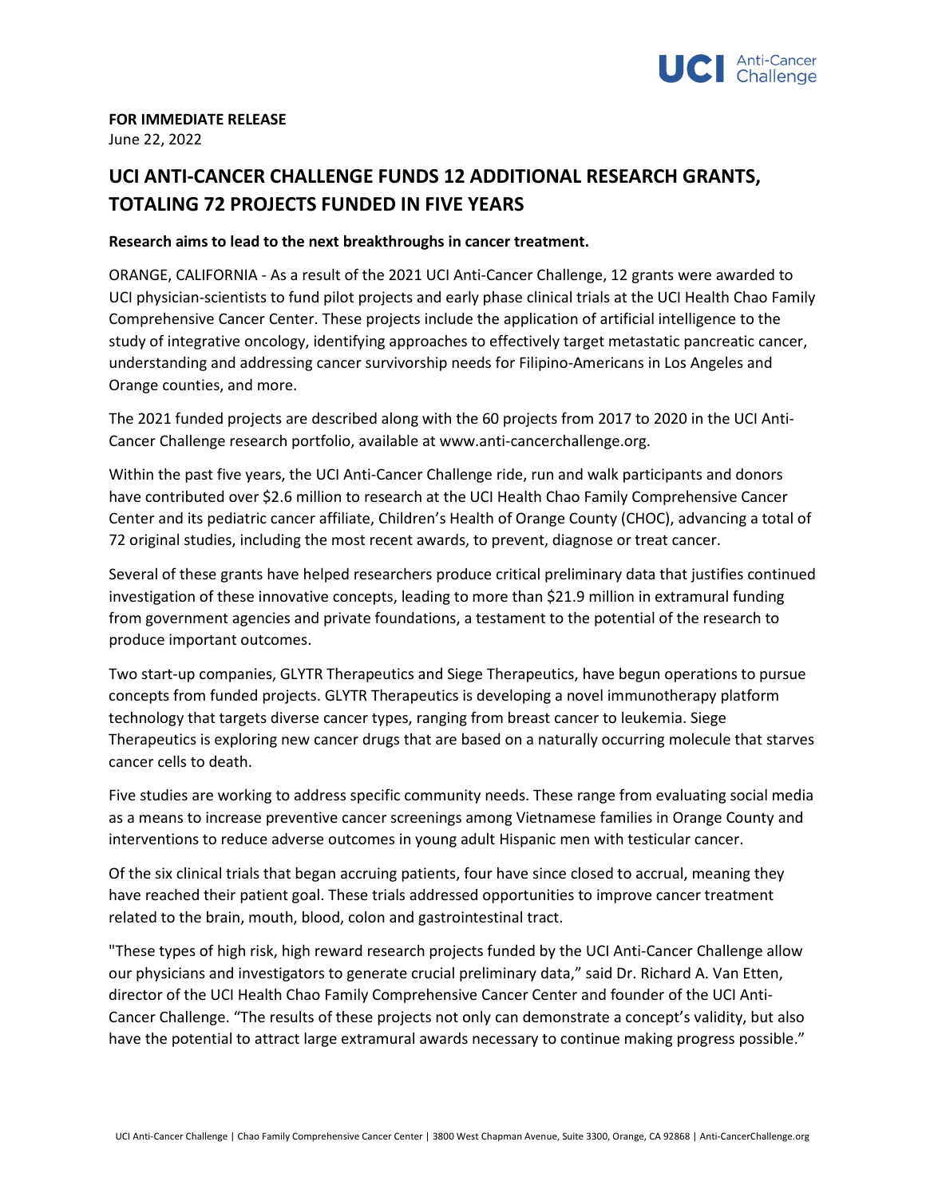**FOR IMMEDIATE RELEASE**
June 22, 2022

# UCI ANTI-CANCER CHALLENGE FUNDS 12 ADDITIONAL RESEARCH GRANTS, TOTALING 72 PROJECTS FUNDED IN FIVE YEARS

**Research aims to lead to the next breakthroughs in cancer treatment.**

ORANGE, CALIFORNIA - As a result of the 2021 UCI Anti-Cancer Challenge, 12 grants were awarded to UCI physician-scientists to fund pilot projects and early phase clinical trials at the UCI Health Chao Family Comprehensive Cancer Center. These projects include the application of artificial intelligence to the study of integrative oncology, identifying approaches to effectively target metastatic pancreatic cancer, understanding and addressing cancer survivorship needs for Filipino-Americans in Los Angeles and Orange counties, and more.

The 2021 funded projects are described along with the 60 projects from 2017 to 2020 in the UCI Anti-Cancer Challenge research portfolio, available at www.anti-cancerchallenge.org.

Within the past five years, the UCI Anti-Cancer Challenge ride, run and walk participants and donors have contributed over $2.6 million to research at the UCI Health Chao Family Comprehensive Cancer Center and its pediatric cancer affiliate, Children's Health of Orange County (CHOC), advancing a total of 72 original studies, including the most recent awards, to prevent, diagnose or treat cancer.

Several of these grants have helped researchers produce critical preliminary data that justifies continued investigation of these innovative concepts, leading to more than $21.9 million in extramural funding from government agencies and private foundations, a testament to the potential of the research to produce important outcomes.

Two start-up companies, GLYTR Therapeutics and Siege Therapeutics, have begun operations to pursue concepts from funded projects. GLYTR Therapeutics is developing a novel immunotherapy platform technology that targets diverse cancer types, ranging from breast cancer to leukemia. Siege Therapeutics is exploring new cancer drugs that are based on a naturally occurring molecule that starves cancer cells to death.

Five studies are working to address specific community needs. These range from evaluating social media as a means to increase preventive cancer screenings among Vietnamese families in Orange County and interventions to reduce adverse outcomes in young adult Hispanic men with testicular cancer.

Of the six clinical trials that began accruing patients, four have since closed to accrual, meaning they have reached their patient goal. These trials addressed opportunities to improve cancer treatment related to the brain, mouth, blood, colon and gastrointestinal tract.

"These types of high risk, high reward research projects funded by the UCI Anti-Cancer Challenge allow our physicians and investigators to generate crucial preliminary data," said Dr. Richard A. Van Etten, director of the UCI Health Chao Family Comprehensive Cancer Center and founder of the UCI Anti-Cancer Challenge. "The results of these projects not only can demonstrate a concept's validity, but also have the potential to attract large extramural awards necessary to continue making progress possible."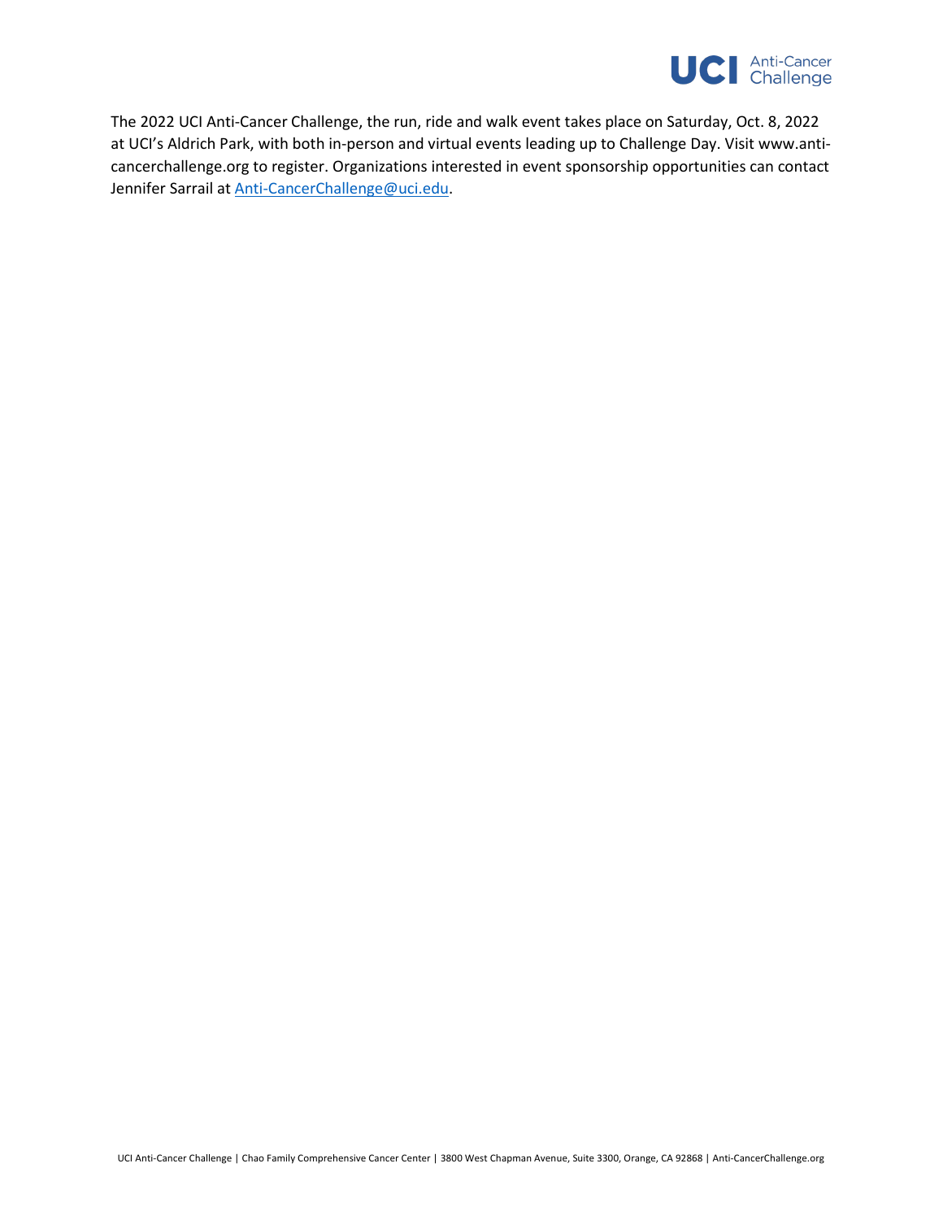The 2022 UCI Anti-Cancer Challenge, the run, ride and walk event takes place on Saturday, Oct. 8, 2022 at UCI's Aldrich Park, with both in-person and virtual events leading up to Challenge Day. Visit www.anti-cancerchallenge.org to register. Organizations interested in event sponsorship opportunities can contact Jennifer Sarrail at Anti-CancerChallenge@uci.edu.